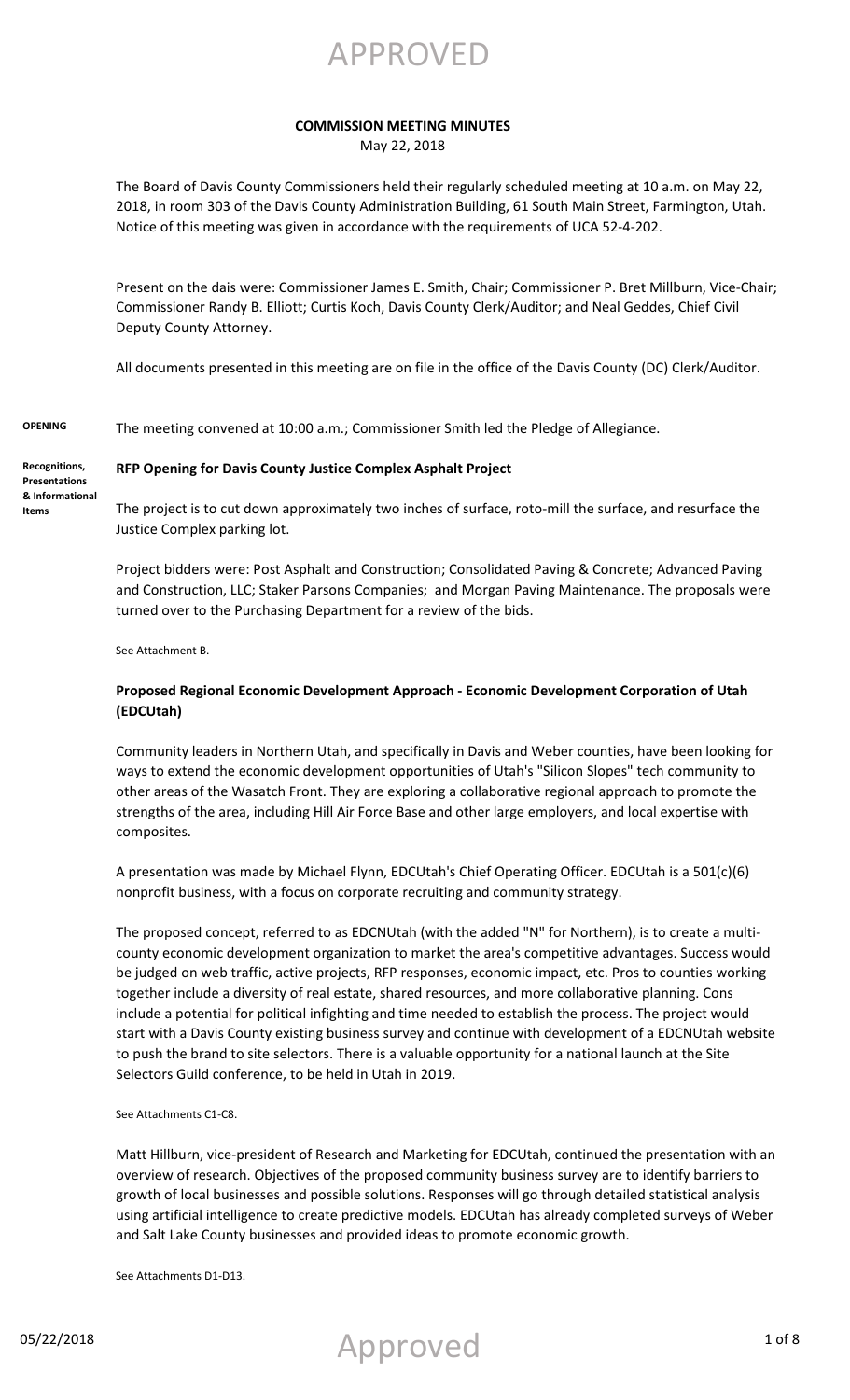APPROVED

## COMMISSION MEETING MINUTES

May 22, 2018

The Board of Davis County Commissioners held their regularly scheduled meeting at 10 a.m. on May 22, 2018, in room 303 of the Davis County Administration Building, 61 South Main Street, Farmington, Utah. Notice of this meeting was given in accordance with the requirements of UCA 52-4-202.

Present on the dais were: Commissioner James E. Smith, Chair; Commissioner P. Bret Millburn, Vice-Chair; Commissioner Randy B. Elliott; Curtis Koch, Davis County Clerk/Auditor; and Neal Geddes, Chief Civil Deputy County Attorney.

All documents presented in this meeting are on file in the office of the Davis County (DC) Clerk/Auditor.

**OPENING**

The meeting convened at 10:00 a.m.; Commissioner Smith led the Pledge of Allegiance.

**Recognitions, Presentations & Informational Items**

### RFP Opening for Davis County Justice Complex Asphalt Project

The project is to cut down approximately two inches of surface, roto-mill the surface, and resurface the Justice Complex parking lot.

Project bidders were: Post Asphalt and Construction; Consolidated Paving & Concrete; Advanced Paving and Construction, LLC; Staker Parsons Companies; and Morgan Paving Maintenance. The proposals were turned over to the Purchasing Department for a review of the bids.

See Attachment B.

### Proposed Regional Economic Development Approach - Economic Development Corporation of Utah (EDCUtah)

Community leaders in Northern Utah, and specifically in Davis and Weber counties, have been looking for ways to extend the economic development opportunities of Utah's "Silicon Slopes" tech community to other areas of the Wasatch Front. They are exploring a collaborative regional approach to promote the strengths of the area, including Hill Air Force Base and other large employers, and local expertise with composites.

A presentation was made by Michael Flynn, EDCUtah's Chief Operating Officer. EDCUtah is a 501(c)(6) nonprofit business, with a focus on corporate recruiting and community strategy.

The proposed concept, referred to as EDCNUtah (with the added "N" for Northern), is to create a multi-county economic development organization to market the area's competitive advantages. Success would be judged on web traffic, active projects, RFP responses, economic impact, etc. Pros to counties working together include a diversity of real estate, shared resources, and more collaborative planning. Cons include a potential for political infighting and time needed to establish the process. The project would start with a Davis County existing business survey and continue with development of a EDCNUtah website to push the brand to site selectors. There is a valuable opportunity for a national launch at the Site Selectors Guild conference, to be held in Utah in 2019.

See Attachments C1-C8.

Matt Hillburn, vice-president of Research and Marketing for EDCUtah, continued the presentation with an overview of research. Objectives of the proposed community business survey are to identify barriers to growth of local businesses and possible solutions. Responses will go through detailed statistical analysis using artificial intelligence to create predictive models. EDCUtah has already completed surveys of Weber and Salt Lake County businesses and provided ideas to promote economic growth.

See Attachments D1-D13.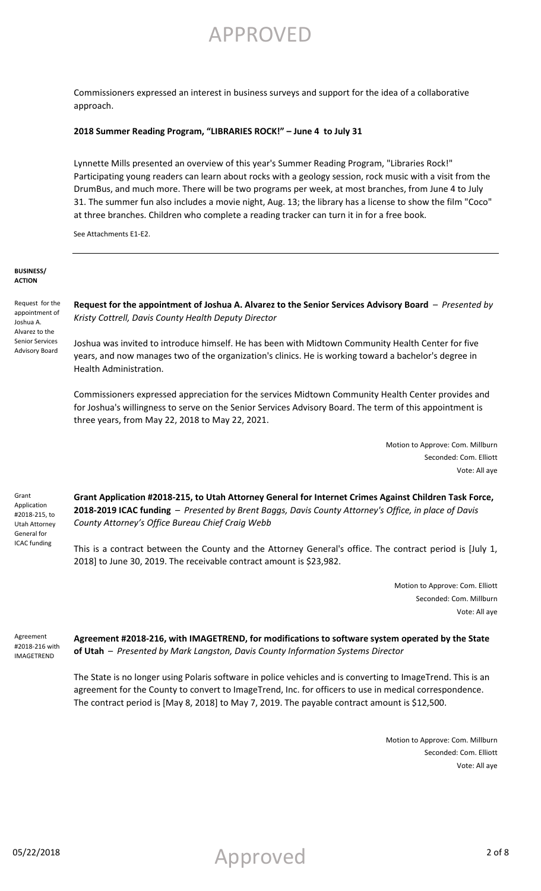Commissioners expressed an interest in business surveys and support for the idea of a collaborative approach.

**2018 Summer Reading Program, "LIBRARIES ROCK!" – June 4 to July 31**

Lynnette Mills presented an overview of this year's Summer Reading Program, "Libraries Rock!" Participating young readers can learn about rocks with a geology session, rock music with a visit from the DrumBus, and much more. There will be two programs per week, at most branches, from June 4 to July 31. The summer fun also includes a movie night, Aug. 13; the library has a license to show the film "Coco" at three branches. Children who complete a reading tracker can turn it in for a free book.

See Attachments E1-E2.

---

**BUSINESS/ ACTION**

Request for the appointment of Joshua A. Alvarez to the Senior Services Advisory Board

**Request for the appointment of Joshua A. Alvarez to the Senior Services Advisory Board** – *Presented by Kristy Cottrell, Davis County Health Deputy Director*

Joshua was invited to introduce himself. He has been with Midtown Community Health Center for five years, and now manages two of the organization's clinics. He is working toward a bachelor's degree in Health Administration.

Commissioners expressed appreciation for the services Midtown Community Health Center provides and for Joshua's willingness to serve on the Senior Services Advisory Board. The term of this appointment is three years, from May 22, 2018 to May 22, 2021.

Motion to Approve: Com. Millburn
Seconded: Com. Elliott
Vote: All aye

Grant Application #2018-215, to Utah Attorney General for ICAC funding

**Grant Application #2018-215, to Utah Attorney General for Internet Crimes Against Children Task Force, 2018-2019 ICAC funding** – *Presented by Brent Baggs, Davis County Attorney's Office, in place of Davis County Attorney's Office Bureau Chief Craig Webb*

This is a contract between the County and the Attorney General's office. The contract period is [July 1, 2018] to June 30, 2019. The receivable contract amount is $23,982.

Motion to Approve: Com. Elliott
Seconded: Com. Millburn
Vote: All aye

Agreement #2018-216 with IMAGETREND

**Agreement #2018-216, with IMAGETREND, for modifications to software system operated by the State of Utah** – *Presented by Mark Langston, Davis County Information Systems Director*

The State is no longer using Polaris software in police vehicles and is converting to ImageTrend. This is an agreement for the County to convert to ImageTrend, Inc. for officers to use in medical correspondence. The contract period is [May 8, 2018] to May 7, 2019. The payable contract amount is $12,500.

Motion to Approve: Com. Millburn
Seconded: Com. Elliott
Vote: All aye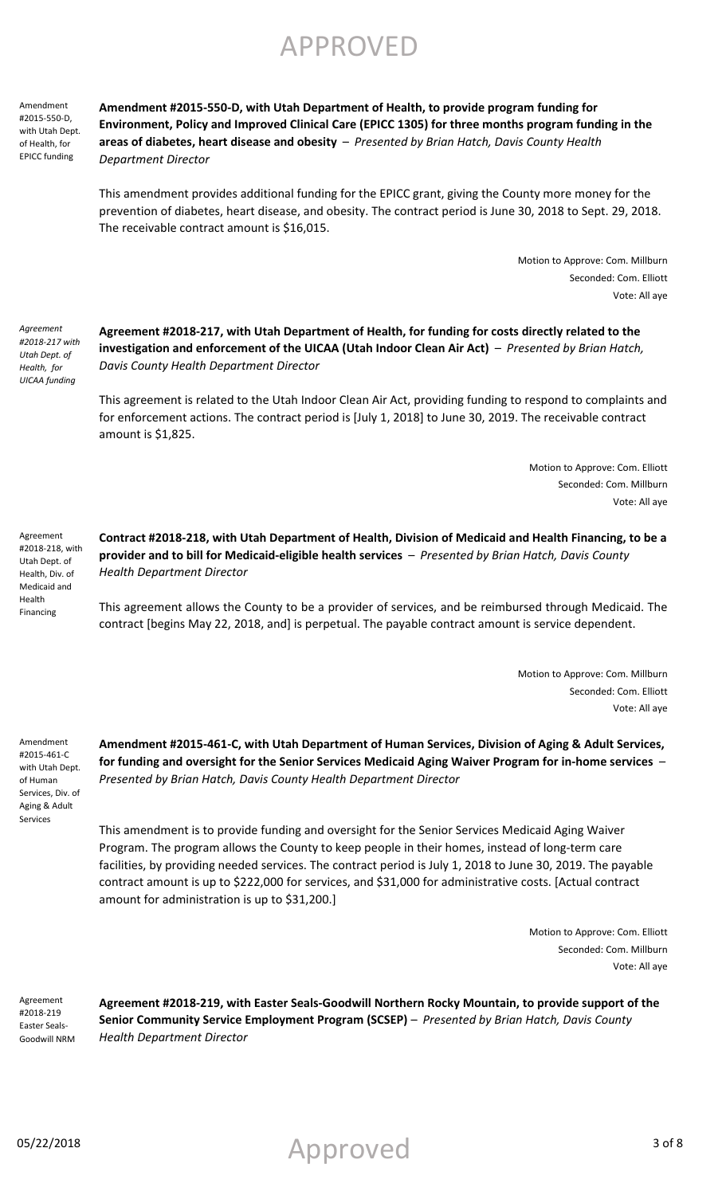Amendment #2015-550-D, with Utah Dept. of Health, for EPICC funding

**Amendment #2015-550-D, with Utah Department of Health, to provide program funding for Environment, Policy and Improved Clinical Care (EPICC 1305) for three months program funding in the areas of diabetes, heart disease and obesity** – *Presented by Brian Hatch, Davis County Health Department Director*

This amendment provides additional funding for the EPICC grant, giving the County more money for the prevention of diabetes, heart disease, and obesity. The contract period is June 30, 2018 to Sept. 29, 2018. The receivable contract amount is $16,015.

Motion to Approve: Com. Millburn
Seconded: Com. Elliott
Vote: All aye

*Agreement #2018-217 with Utah Dept. of Health, for UICAA funding*

**Agreement #2018-217, with Utah Department of Health, for funding for costs directly related to the investigation and enforcement of the UICAA (Utah Indoor Clean Air Act)** – *Presented by Brian Hatch, Davis County Health Department Director*

This agreement is related to the Utah Indoor Clean Air Act, providing funding to respond to complaints and for enforcement actions. The contract period is [July 1, 2018] to June 30, 2019. The receivable contract amount is $1,825.

Motion to Approve: Com. Elliott
Seconded: Com. Millburn
Vote: All aye

Agreement #2018-218, with Utah Dept. of Health, Div. of Medicaid and Health Financing

**Contract #2018-218, with Utah Department of Health, Division of Medicaid and Health Financing, to be a provider and to bill for Medicaid-eligible health services** – *Presented by Brian Hatch, Davis County Health Department Director*

This agreement allows the County to be a provider of services, and be reimbursed through Medicaid. The contract [begins May 22, 2018, and] is perpetual. The payable contract amount is service dependent.

Motion to Approve: Com. Millburn
Seconded: Com. Elliott
Vote: All aye

Amendment #2015-461-C with Utah Dept. of Human Services, Div. of Aging & Adult Services

**Amendment #2015-461-C, with Utah Department of Human Services, Division of Aging & Adult Services, for funding and oversight for the Senior Services Medicaid Aging Waiver Program for in-home services** – *Presented by Brian Hatch, Davis County Health Department Director*

This amendment is to provide funding and oversight for the Senior Services Medicaid Aging Waiver Program. The program allows the County to keep people in their homes, instead of long-term care facilities, by providing needed services. The contract period is July 1, 2018 to June 30, 2019. The payable contract amount is up to $222,000 for services, and $31,000 for administrative costs. [Actual contract amount for administration is up to $31,200.]

Motion to Approve: Com. Elliott
Seconded: Com. Millburn
Vote: All aye

Agreement #2018-219 Easter Seals-Goodwill NRM

**Agreement #2018-219, with Easter Seals-Goodwill Northern Rocky Mountain, to provide support of the Senior Community Service Employment Program (SCSEP)** – *Presented by Brian Hatch, Davis County Health Department Director*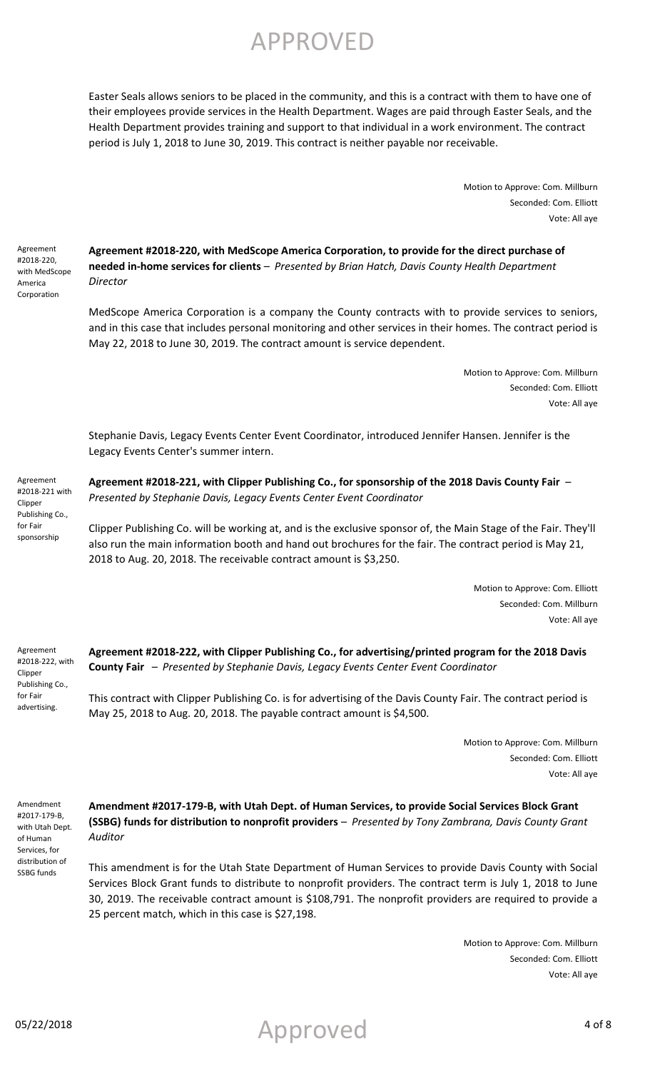Easter Seals allows seniors to be placed in the community, and this is a contract with them to have one of their employees provide services in the Health Department. Wages are paid through Easter Seals, and the Health Department provides training and support to that individual in a work environment. The contract period is July 1, 2018 to June 30, 2019. This contract is neither payable nor receivable.

Motion to Approve: Com. Millburn
Seconded: Com. Elliott
Vote: All aye

Agreement #2018-220, with MedScope America Corporation

**Agreement #2018-220, with MedScope America Corporation, to provide for the direct purchase of needed in-home services for clients** – *Presented by Brian Hatch, Davis County Health Department Director*

MedScope America Corporation is a company the County contracts with to provide services to seniors, and in this case that includes personal monitoring and other services in their homes. The contract period is May 22, 2018 to June 30, 2019. The contract amount is service dependent.

Motion to Approve: Com. Millburn
Seconded: Com. Elliott
Vote: All aye

Stephanie Davis, Legacy Events Center Event Coordinator, introduced Jennifer Hansen. Jennifer is the Legacy Events Center's summer intern.

Agreement #2018-221 with Clipper Publishing Co., for Fair sponsorship

**Agreement #2018-221, with Clipper Publishing Co., for sponsorship of the 2018 Davis County Fair** – *Presented by Stephanie Davis, Legacy Events Center Event Coordinator*

Clipper Publishing Co. will be working at, and is the exclusive sponsor of, the Main Stage of the Fair. They'll also run the main information booth and hand out brochures for the fair. The contract period is May 21, 2018 to Aug. 20, 2018. The receivable contract amount is $3,250.

Motion to Approve: Com. Elliott
Seconded: Com. Millburn
Vote: All aye

Agreement #2018-222, with Clipper Publishing Co., for Fair advertising.

**Agreement #2018-222, with Clipper Publishing Co., for advertising/printed program for the 2018 Davis County Fair** – *Presented by Stephanie Davis, Legacy Events Center Event Coordinator*

This contract with Clipper Publishing Co. is for advertising of the Davis County Fair. The contract period is May 25, 2018 to Aug. 20, 2018. The payable contract amount is $4,500.

Motion to Approve: Com. Millburn
Seconded: Com. Elliott
Vote: All aye

Amendment #2017-179-B, with Utah Dept. of Human Services, for distribution of SSBG funds

**Amendment #2017-179-B, with Utah Dept. of Human Services, to provide Social Services Block Grant (SSBG) funds for distribution to nonprofit providers** – *Presented by Tony Zambrana, Davis County Grant Auditor*

This amendment is for the Utah State Department of Human Services to provide Davis County with Social Services Block Grant funds to distribute to nonprofit providers. The contract term is July 1, 2018 to June 30, 2019. The receivable contract amount is $108,791. The nonprofit providers are required to provide a 25 percent match, which in this case is $27,198.

Motion to Approve: Com. Millburn
Seconded: Com. Elliott
Vote: All aye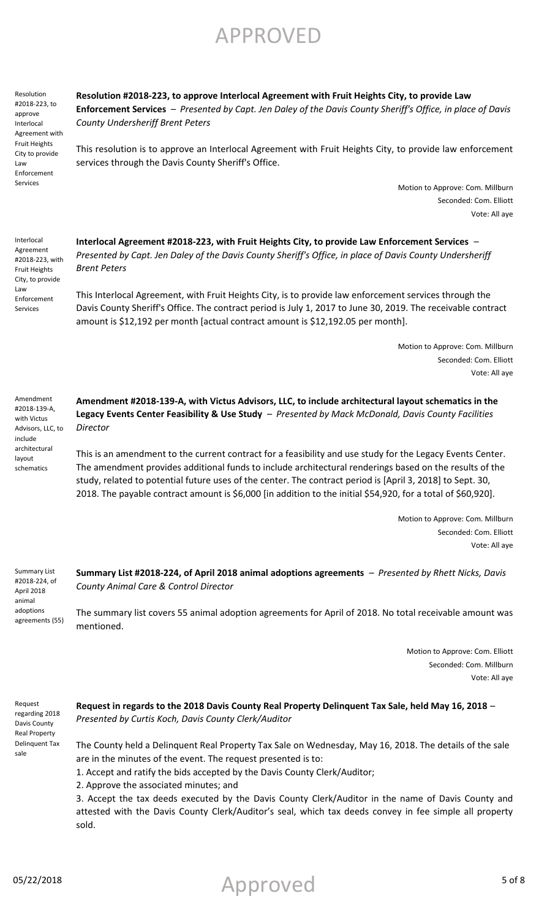APPROVED

Resolution #2018-223, to approve Interlocal Agreement with Fruit Heights City to provide Law Enforcement Services

**Resolution #2018-223, to approve Interlocal Agreement with Fruit Heights City, to provide Law Enforcement Services** – *Presented by Capt. Jen Daley of the Davis County Sheriff's Office, in place of Davis County Undersheriff Brent Peters*

This resolution is to approve an Interlocal Agreement with Fruit Heights City, to provide law enforcement services through the Davis County Sheriff's Office.

Motion to Approve: Com. Millburn
Seconded: Com. Elliott
Vote: All aye

Interlocal Agreement #2018-223, with Fruit Heights City, to provide Law Enforcement Services

**Interlocal Agreement #2018-223, with Fruit Heights City, to provide Law Enforcement Services** – *Presented by Capt. Jen Daley of the Davis County Sheriff's Office, in place of Davis County Undersheriff Brent Peters*

This Interlocal Agreement, with Fruit Heights City, is to provide law enforcement services through the Davis County Sheriff's Office. The contract period is July 1, 2017 to June 30, 2019. The receivable contract amount is $12,192 per month [actual contract amount is $12,192.05 per month].

Motion to Approve: Com. Millburn
Seconded: Com. Elliott
Vote: All aye

Amendment #2018-139-A, with Victus Advisors, LLC, to include architectural layout schematics

**Amendment #2018-139-A, with Victus Advisors, LLC, to include architectural layout schematics in the Legacy Events Center Feasibility & Use Study** – *Presented by Mack McDonald, Davis County Facilities Director*

This is an amendment to the current contract for a feasibility and use study for the Legacy Events Center. The amendment provides additional funds to include architectural renderings based on the results of the study, related to potential future uses of the center. The contract period is [April 3, 2018] to Sept. 30, 2018. The payable contract amount is $6,000 [in addition to the initial $54,920, for a total of $60,920].

Motion to Approve: Com. Millburn
Seconded: Com. Elliott
Vote: All aye

Summary List #2018-224, of April 2018 animal adoptions agreements (55)

**Summary List #2018-224, of April 2018 animal adoptions agreements** – *Presented by Rhett Nicks, Davis County Animal Care & Control Director*

The summary list covers 55 animal adoption agreements for April of 2018. No total receivable amount was mentioned.

Motion to Approve: Com. Elliott
Seconded: Com. Millburn
Vote: All aye

Request regarding 2018 Davis County Real Property Delinquent Tax sale

**Request in regards to the 2018 Davis County Real Property Delinquent Tax Sale, held May 16, 2018** – *Presented by Curtis Koch, Davis County Clerk/Auditor*

The County held a Delinquent Real Property Tax Sale on Wednesday, May 16, 2018. The details of the sale are in the minutes of the event. The request presented is to:

1. Accept and ratify the bids accepted by the Davis County Clerk/Auditor;
2. Approve the associated minutes; and
3. Accept the tax deeds executed by the Davis County Clerk/Auditor in the name of Davis County and attested with the Davis County Clerk/Auditor's seal, which tax deeds convey in fee simple all property sold.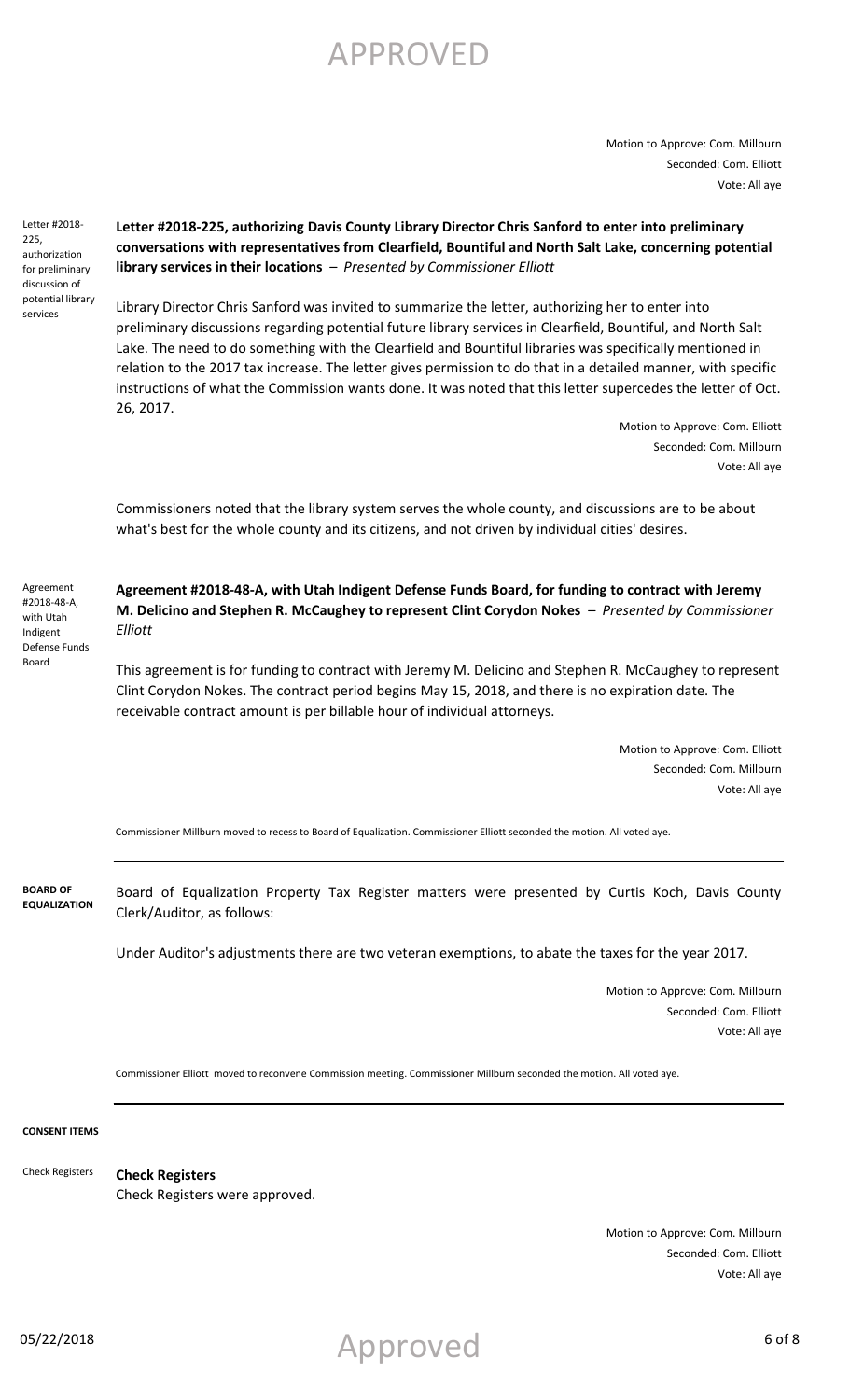Motion to Approve: Com. Millburn
Seconded: Com. Elliott
Vote: All aye

Letter #2018-225, authorization for preliminary discussion of potential library services

**Letter #2018-225, authorizing Davis County Library Director Chris Sanford to enter into preliminary conversations with representatives from Clearfield, Bountiful and North Salt Lake, concerning potential library services in their locations** – *Presented by Commissioner Elliott*

Library Director Chris Sanford was invited to summarize the letter, authorizing her to enter into preliminary discussions regarding potential future library services in Clearfield, Bountiful, and North Salt Lake. The need to do something with the Clearfield and Bountiful libraries was specifically mentioned in relation to the 2017 tax increase. The letter gives permission to do that in a detailed manner, with specific instructions of what the Commission wants done. It was noted that this letter supercedes the letter of Oct. 26, 2017.

Motion to Approve: Com. Elliott
Seconded: Com. Millburn
Vote: All aye

Commissioners noted that the library system serves the whole county, and discussions are to be about what's best for the whole county and its citizens, and not driven by individual cities' desires.

Agreement #2018-48-A, with Utah Indigent Defense Funds Board

**Agreement #2018-48-A, with Utah Indigent Defense Funds Board, for funding to contract with Jeremy M. Delicino and Stephen R. McCaughey to represent Clint Corydon Nokes** – *Presented by Commissioner Elliott*

This agreement is for funding to contract with Jeremy M. Delicino and Stephen R. McCaughey to represent Clint Corydon Nokes. The contract period begins May 15, 2018, and there is no expiration date. The receivable contract amount is per billable hour of individual attorneys.

Motion to Approve: Com. Elliott
Seconded: Com. Millburn
Vote: All aye

Commissioner Millburn moved to recess to Board of Equalization. Commissioner Elliott seconded the motion. All voted aye.

---

**BOARD OF EQUALIZATION**

Board of Equalization Property Tax Register matters were presented by Curtis Koch, Davis County Clerk/Auditor, as follows:

Under Auditor's adjustments there are two veteran exemptions, to abate the taxes for the year 2017.

Motion to Approve: Com. Millburn
Seconded: Com. Elliott
Vote: All aye

Commissioner Elliott moved to reconvene Commission meeting. Commissioner Millburn seconded the motion. All voted aye.

---

**CONSENT ITEMS**

Check Registers

**Check Registers**
Check Registers were approved.

Motion to Approve: Com. Millburn
Seconded: Com. Elliott
Vote: All aye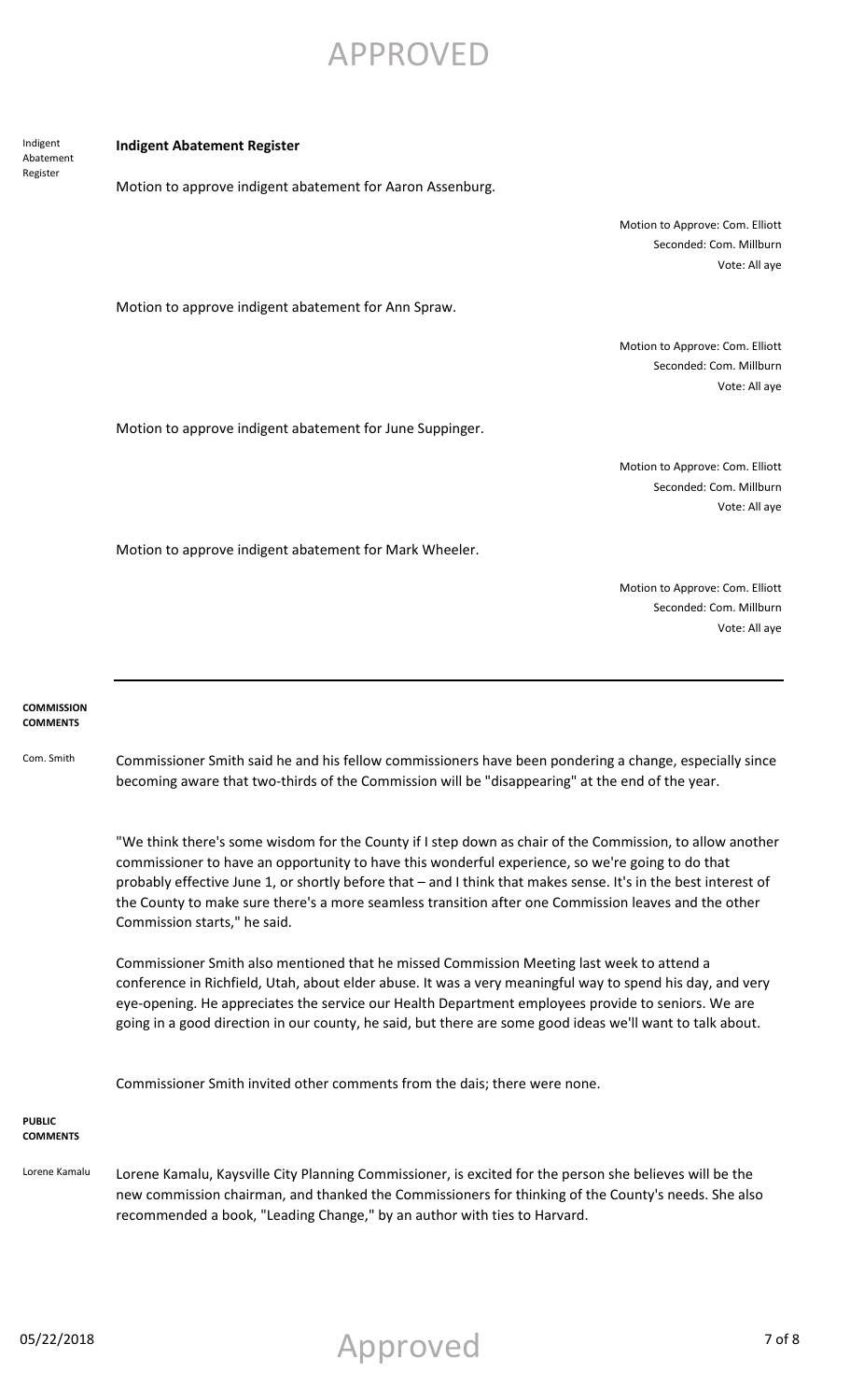APPROVED

Indigent Abatement Register

**Indigent Abatement Register**

Motion to approve indigent abatement for Aaron Assenburg.

Motion to Approve: Com. Elliott
Seconded: Com. Millburn
Vote: All aye

Motion to approve indigent abatement for Ann Spraw.

Motion to Approve: Com. Elliott
Seconded: Com. Millburn
Vote: All aye

Motion to approve indigent abatement for June Suppinger.

Motion to Approve: Com. Elliott
Seconded: Com. Millburn
Vote: All aye

Motion to approve indigent abatement for Mark Wheeler.

Motion to Approve: Com. Elliott
Seconded: Com. Millburn
Vote: All aye

---

**COMMISSION COMMENTS**

Com. Smith

Commissioner Smith said he and his fellow commissioners have been pondering a change, especially since becoming aware that two-thirds of the Commission will be "disappearing" at the end of the year.

"We think there's some wisdom for the County if I step down as chair of the Commission, to allow another commissioner to have an opportunity to have this wonderful experience, so we're going to do that probably effective June 1, or shortly before that – and I think that makes sense. It's in the best interest of the County to make sure there's a more seamless transition after one Commission leaves and the other Commission starts," he said.

Commissioner Smith also mentioned that he missed Commission Meeting last week to attend a conference in Richfield, Utah, about elder abuse. It was a very meaningful way to spend his day, and very eye-opening. He appreciates the service our Health Department employees provide to seniors. We are going in a good direction in our county, he said, but there are some good ideas we'll want to talk about.

Commissioner Smith invited other comments from the dais; there were none.

**PUBLIC COMMENTS**

Lorene Kamalu

Lorene Kamalu, Kaysville City Planning Commissioner, is excited for the person she believes will be the new commission chairman, and thanked the Commissioners for thinking of the County's needs. She also recommended a book, "Leading Change," by an author with ties to Harvard.

05/22/2018 Approved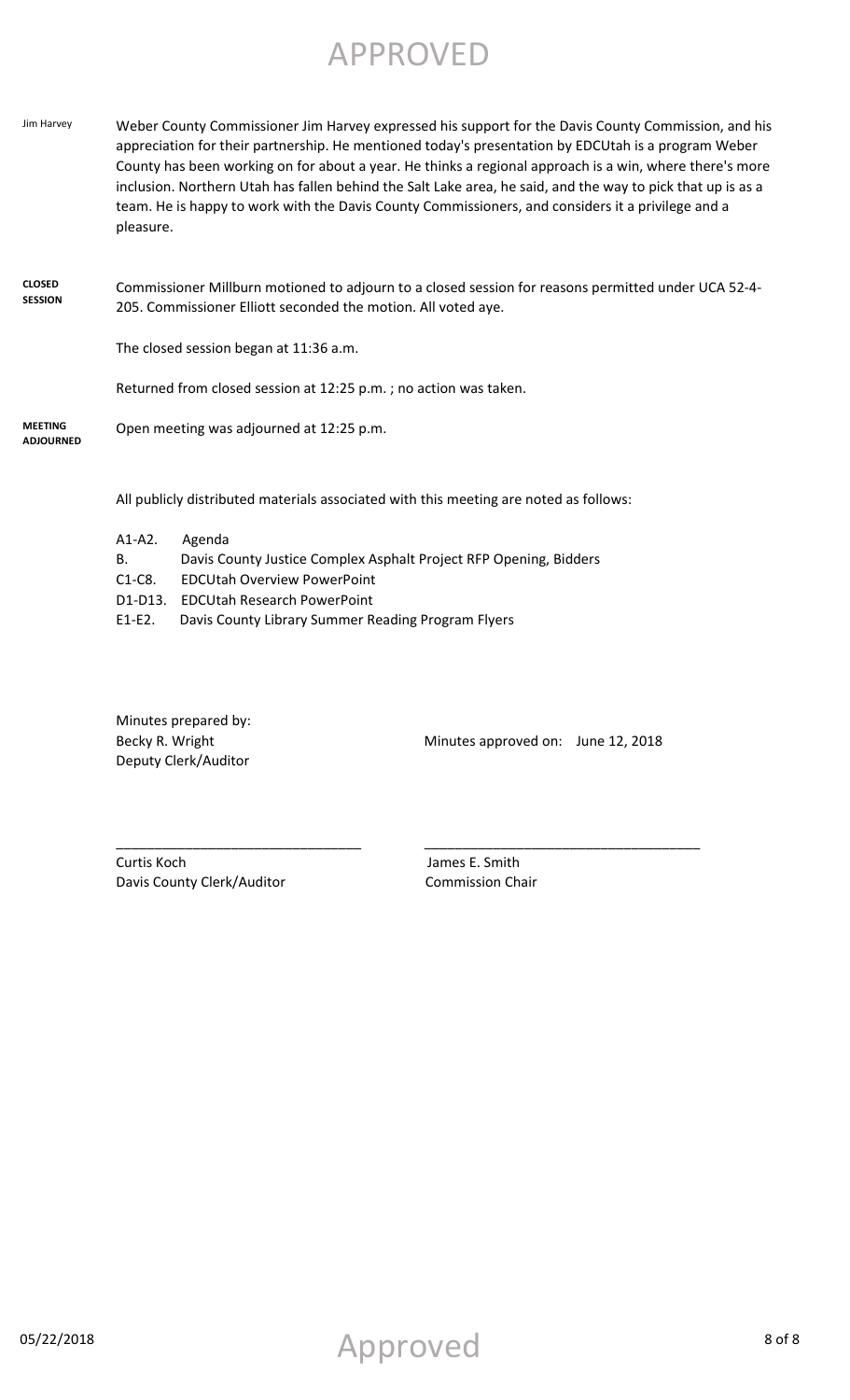APPROVED

**Jim Harvey**

Weber County Commissioner Jim Harvey expressed his support for the Davis County Commission, and his appreciation for their partnership. He mentioned today's presentation by EDCUtah is a program Weber County has been working on for about a year. He thinks a regional approach is a win, where there's more inclusion. Northern Utah has fallen behind the Salt Lake area, he said, and the way to pick that up is as a team. He is happy to work with the Davis County Commissioners, and considers it a privilege and a pleasure.

**CLOSED SESSION**

Commissioner Millburn motioned to adjourn to a closed session for reasons permitted under UCA 52-4-205. Commissioner Elliott seconded the motion. All voted aye.

The closed session began at 11:36 a.m.

Returned from closed session at 12:25 p.m. ; no action was taken.

**MEETING ADJOURNED**

Open meeting was adjourned at 12:25 p.m.

All publicly distributed materials associated with this meeting are noted as follows:

- A1-A2. Agenda
- B. Davis County Justice Complex Asphalt Project RFP Opening, Bidders
- C1-C8. EDCUtah Overview PowerPoint
- D1-D13. EDCUtah Research PowerPoint
- E1-E2. Davis County Library Summer Reading Program Flyers

Minutes prepared by:
Becky R. Wright
Deputy Clerk/Auditor

Minutes approved on: June 12, 2018

_______________________________
Curtis Koch
Davis County Clerk/Auditor

_______________________________
James E. Smith
Commission Chair

05/22/2018

Approved